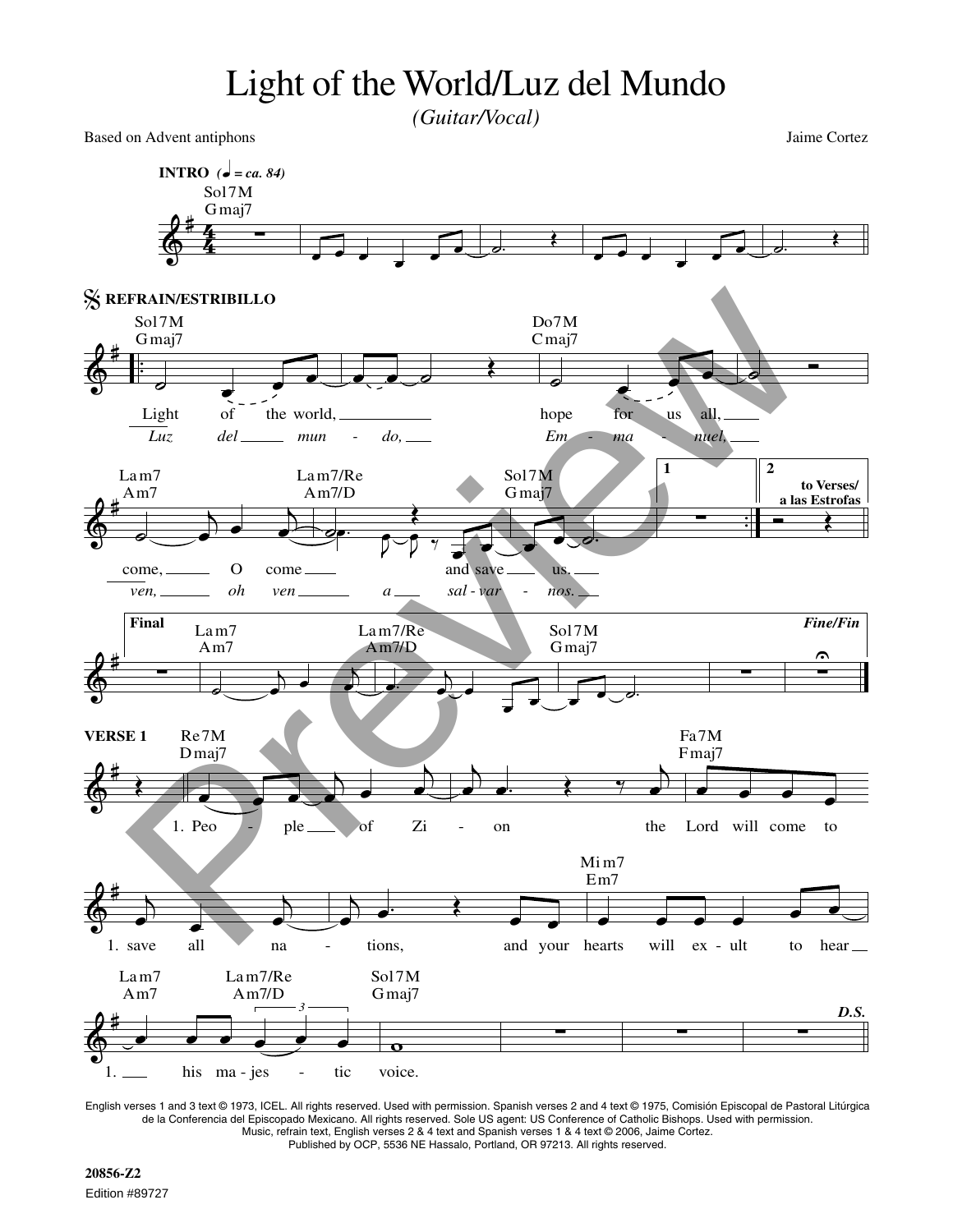# Light of the World/Luz del Mundo

*(Guitar/Vocal)*

Based on Advent antiphons

Jaime Cortez

**INTRO** (♩ = ca. 84)

Sol7M / Gmaj7

**REFRAIN/ESTRIBILLO**

Sol7M / Gmaj7 — Do7M / Cmaj7

Light of the world, hope for us all,
*Luz del mundo, Emmanuel,*

La m7 / Am7 — La m7/Re / Am7/D — Sol7M / Gmaj7

come, O come and save us.
*ven, oh ven a salvarnos.*

1 — 2 to Verses/a las Estrofas

**Final**

La m7 / Am7 — La m7/Re / Am7/D — Sol7M / Gmaj7

*Fine/Fin*

**VERSE 1**

Re7M / Dmaj7 — Fa7M / Fmaj7

1. People of Zion the Lord will come to save all nations, and your hearts will exult to hear his majestic voice.

Mi m7 / Em7

La m7 / Am7 — La m7/Re / Am7/D — Sol7M / Gmaj7

*D.S.*

English verses 1 and 3 text © 1973, ICEL. All rights reserved. Used with permission. Spanish verses 2 and 4 text © 1975, Comisión Episcopal de Pastoral Litúrgica de la Conferencia del Episcopado Mexicano. All rights reserved. Sole US agent: US Conference of Catholic Bishops. Used with permission. Music, refrain text, English verses 2 & 4 text and Spanish verses 1 & 4 text © 2006, Jaime Cortez. Published by OCP, 5536 NE Hassalo, Portland, OR 97213. All rights reserved.

20856-Z2

Edition #89727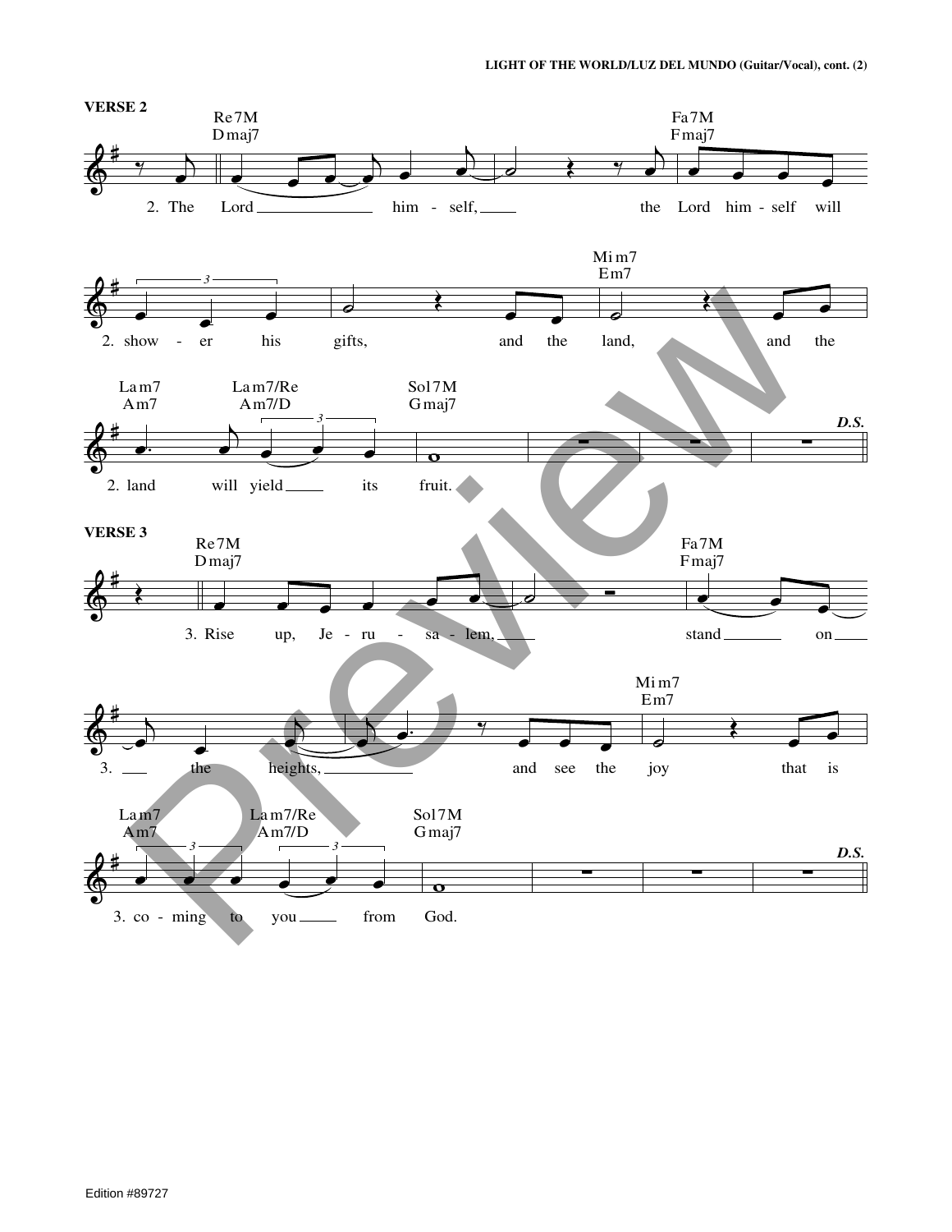## VERSE 2

Re7M / Dmaj7 — Fa7M / Fmaj7

2. The Lord ___ him - self, ___ the Lord him - self will

2. show - er his gifts, and the land, (Mi m7 / Em7) and the

La m7 / Am7 — La m7/Re / Am7/D — Sol7M / Gmaj7

2. land will yield ___ its fruit.

*D.S.*

## VERSE 3

Re7M / Dmaj7 — Fa7M / Fmaj7

3. Rise up, Je - ru - sa - lem, ___ stand ___ on ___

3. ___ the heights, ___ and see the joy (Mi m7 / Em7) that is

La m7 / Am7 — La m7/Re / Am7/D — Sol7M / Gmaj7

3. co - ming to you ___ from God.

*D.S.*

Edition #89727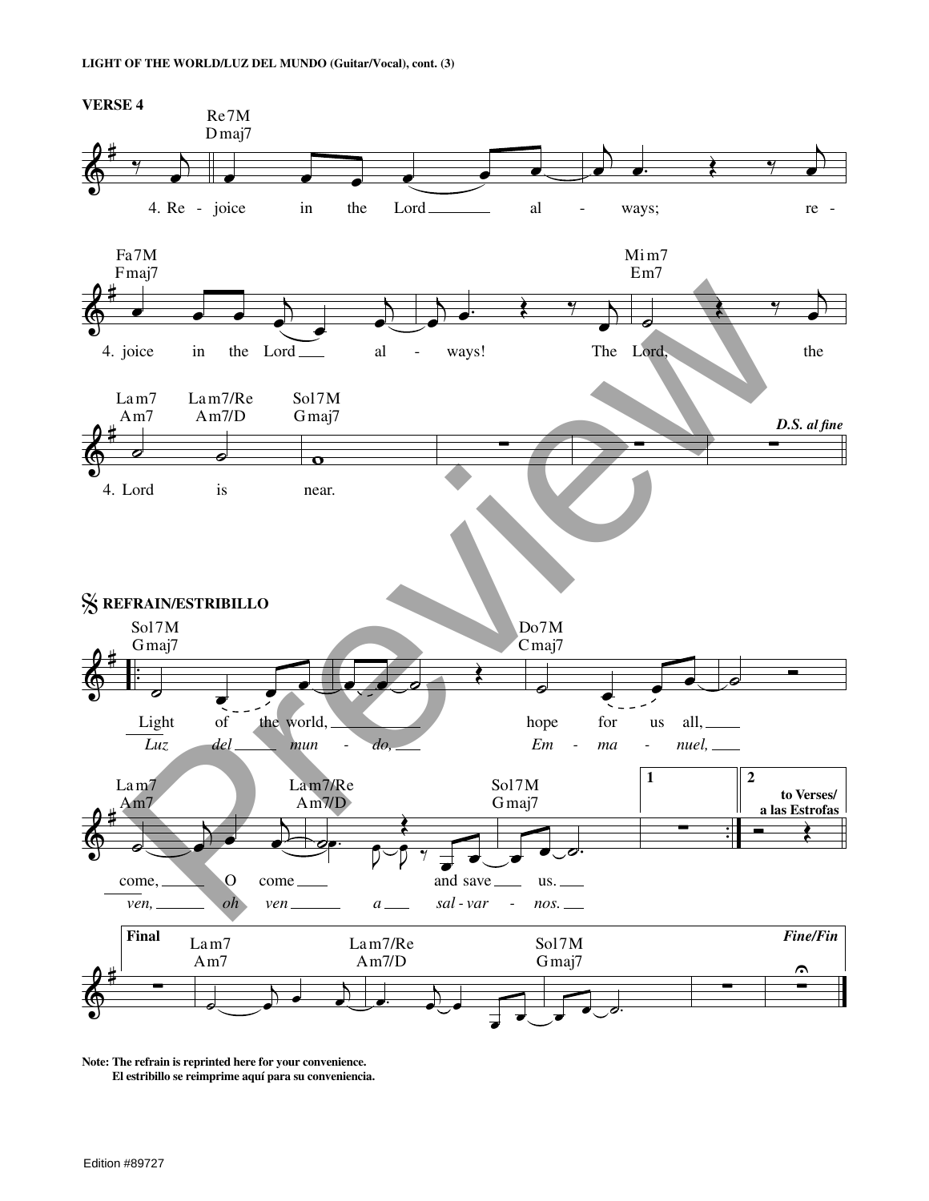**VERSE 4**

Re7M
Dmaj7

4. Rejoice in the Lord always; rejoice in the Lord always!

Fa7M / Fmaj7 — Mim7 / Em7

The Lord, the Lord is near.

Lam7 / Am7 — Lam7/Re / Am7/D — Sol7M / Gmaj7

***D.S. al fine***

**REFRAIN/ESTRIBILLO**

Sol7M / Gmaj7 — Do7M / Cmaj7

Light of the world, hope for us all,
*Luz del mundo, Emmanuel,*

Lam7 / Am7 — Lam7/Re / Am7/D — Sol7M / Gmaj7

come, O come and save us.
*ven, oh ven a salvarnos.*

**1** | **2** to Verses/ a las Estrofas

**Final** — Lam7 / Am7 — Lam7/Re / Am7/D — Sol7M / Gmaj7 — ***Fine/Fin***

**Note: The refrain is reprinted here for your convenience.**
**El estribillo se reimprime aquí para su conveniencia.**

Edition #89727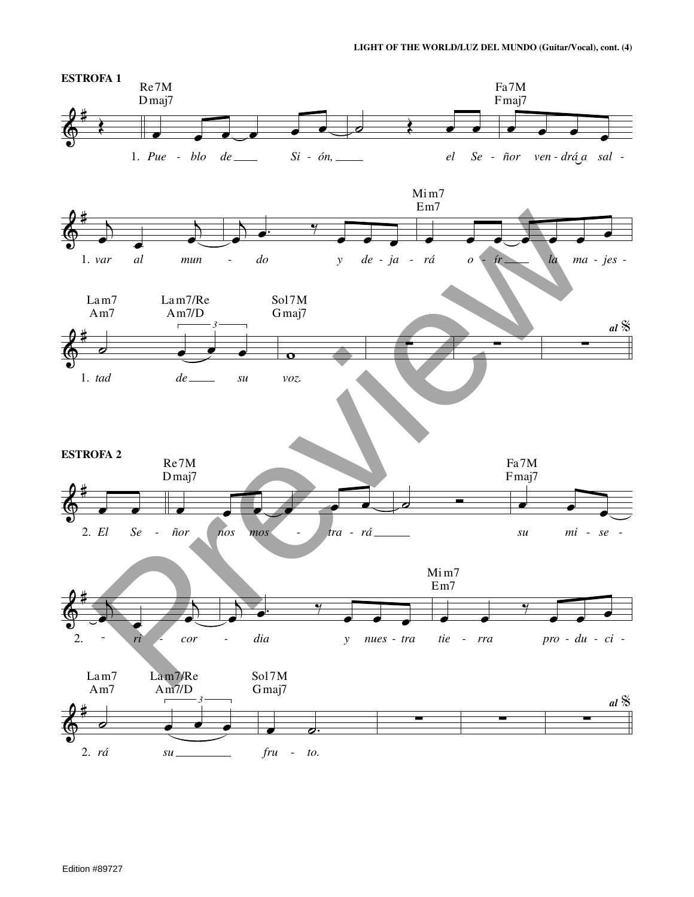## ESTROFA 1

Re7M / Dmaj7 — Fa7M / Fmaj7

1. *Pue - blo de ___ Si - ón, ___ el Se - ñor ven - drá a sal -*

Mi m7 / Em7

1. *var al mun - do y de - ja - rá o - ír ___ la ma - jes -*

La m7 / Am7 — La m7/Re / Am7/D — Sol7M / Gmaj7

1. *tad de ___ su voz.*

*al* 𝄋

## ESTROFA 2

Re7M / Dmaj7 — Fa7M / Fmaj7

2. *El Se - ñor nos mos - tra - rá ___ su mi - se -*

Mi m7 / Em7

2. *- ri - cor - dia y nues - tra tie - rra pro - du - ci -*

La m7 / Am7 — La m7/Re / Am7/D — Sol7M / Gmaj7

2. *rá su ___ fru - to.*

*al* 𝄋

Edition #89727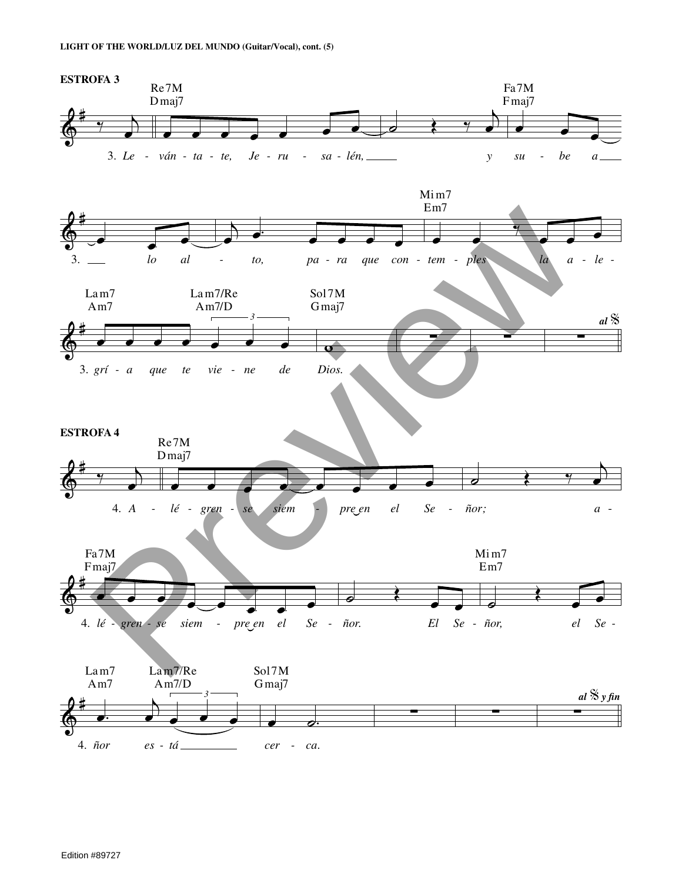## ESTROFA 3

Re7M / Dmaj7 — Fa7M / Fmaj7

3. *Le - ván - ta - te, Je - ru - sa - lén, y su - be a*

Mim7 / Em7

3. *lo al - to, pa - ra que con - tem - ples la a - le -*

Lam7 / Am7 — Lam7/Re / Am7/D — Sol7M / Gmaj7

3. *grí - a que te vie - ne de Dios.*

**al 𝄋**

## ESTROFA 4

Re7M / Dmaj7

4. *A - lé - gren - se siem - pre en el Se - ñor; a -*

Fa7M / Fmaj7 — Mim7 / Em7

4. *lé - gren - se siem - pre en el Se - ñor. El Se - ñor, el Se -*

Lam7 / Am7 — Lam7/Re / Am7/D — Sol7M / Gmaj7

4. *ñor es - tá cer - ca.*

**al 𝄋 y fin**

Edition #89727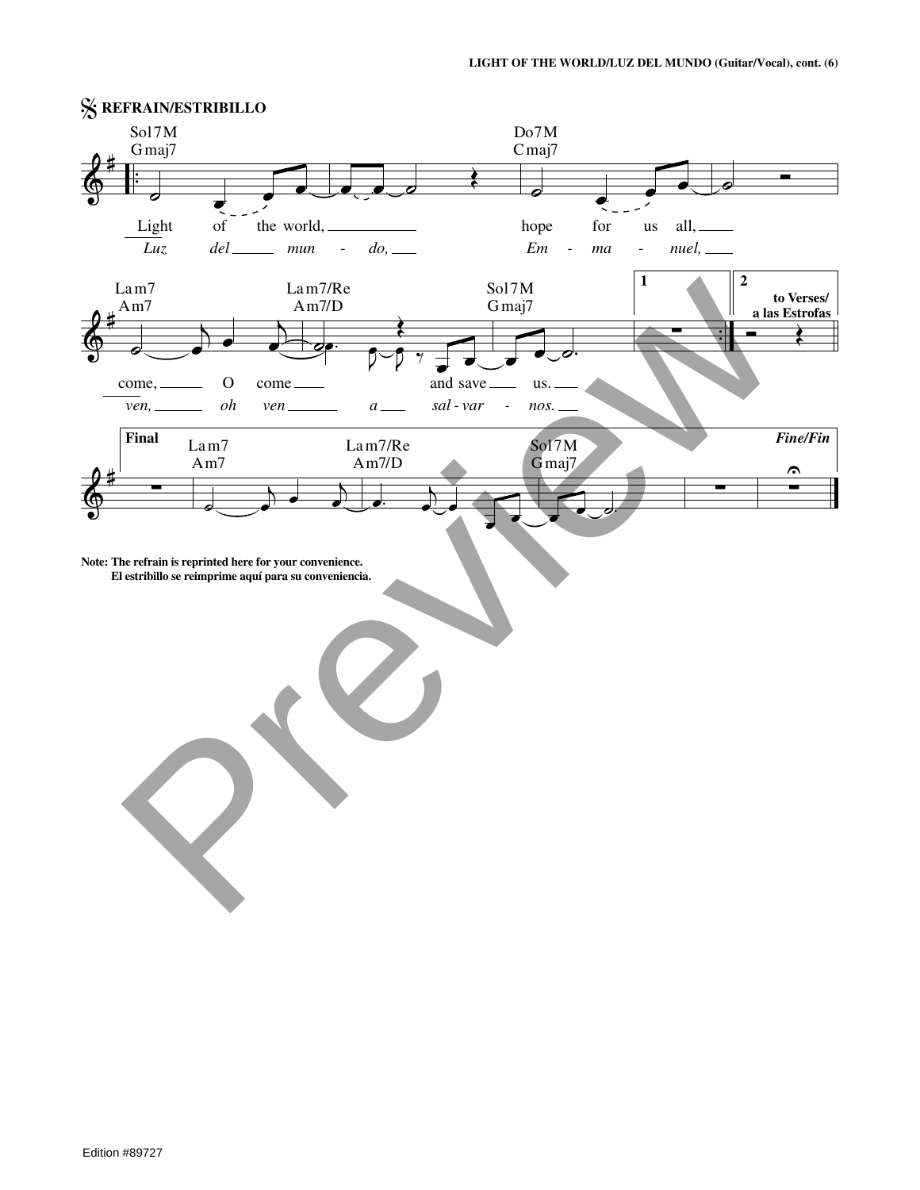**REFRAIN/ESTRIBILLO**

Sol7M / Gmaj7 — Do7M / Cmaj7

Light of the world, hope for us all,

*Luz del mun - do, Em - ma - nuel,*

Lam7 / Am7 — Lam7/Re / Am7/D — Sol7M / Gmaj7

come, O come and save us.

*ven, oh ven a sal - var - nos.*

1 — 2 to Verses/ a las Estrofas

Final — Lam7 / Am7 — Lam7/Re / Am7/D — Sol7M / Gmaj7 — *Fine/Fin*

**Note: The refrain is reprinted here for your convenience.**
**El estribillo se reimprime aquí para su conveniencia.**

Edition #89727